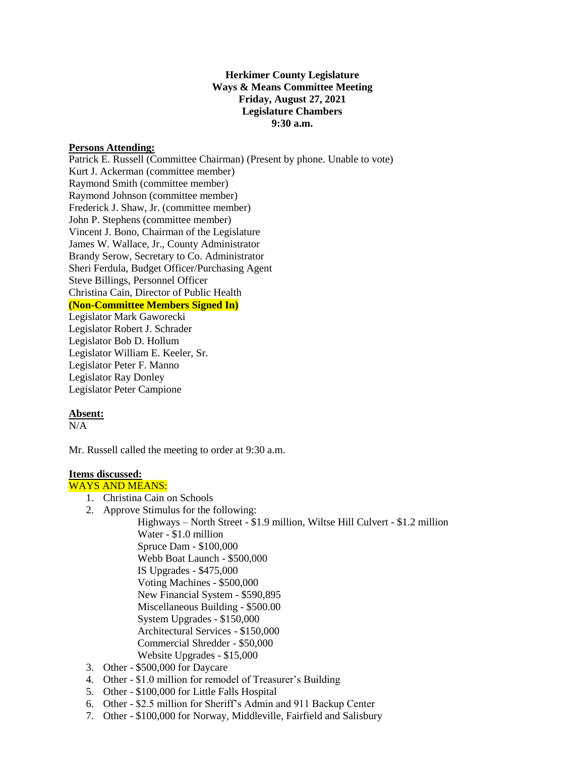**Herkimer County Legislature**
**Ways & Means Committee Meeting**
**Friday, August 27, 2021**
**Legislature Chambers**
**9:30 a.m.**

**Persons Attending:**

Patrick E. Russell (Committee Chairman) (Present by phone. Unable to vote)
Kurt J. Ackerman (committee member)
Raymond Smith (committee member)
Raymond Johnson (committee member)
Frederick J. Shaw, Jr. (committee member)
John P. Stephens (committee member)
Vincent J. Bono, Chairman of the Legislature
James W. Wallace, Jr., County Administrator
Brandy Serow, Secretary to Co. Administrator
Sheri Ferdula, Budget Officer/Purchasing Agent
Steve Billings, Personnel Officer
Christina Cain, Director of Public Health
**(Non-Committee Members Signed In)**
Legislator Mark Gaworecki
Legislator Robert J. Schrader
Legislator Bob D. Hollum
Legislator William E. Keeler, Sr.
Legislator Peter F. Manno
Legislator Ray Donley
Legislator Peter Campione

**Absent:**

N/A

Mr. Russell called the meeting to order at 9:30 a.m.

**Items discussed:**

WAYS AND MEANS:

1. Christina Cain on Schools
2. Approve Stimulus for the following:
   - Highways – North Street - $1.9 million, Wiltse Hill Culvert - $1.2 million
   - Water - $1.0 million
   - Spruce Dam - $100,000
   - Webb Boat Launch - $500,000
   - IS Upgrades - $475,000
   - Voting Machines - $500,000
   - New Financial System - $590,895
   - Miscellaneous Building - $500.00
   - System Upgrades - $150,000
   - Architectural Services - $150,000
   - Commercial Shredder - $50,000
   - Website Upgrades - $15,000
3. Other - $500,000 for Daycare
4. Other - $1.0 million for remodel of Treasurer's Building
5. Other - $100,000 for Little Falls Hospital
6. Other - $2.5 million for Sheriff's Admin and 911 Backup Center
7. Other - $100,000 for Norway, Middleville, Fairfield and Salisbury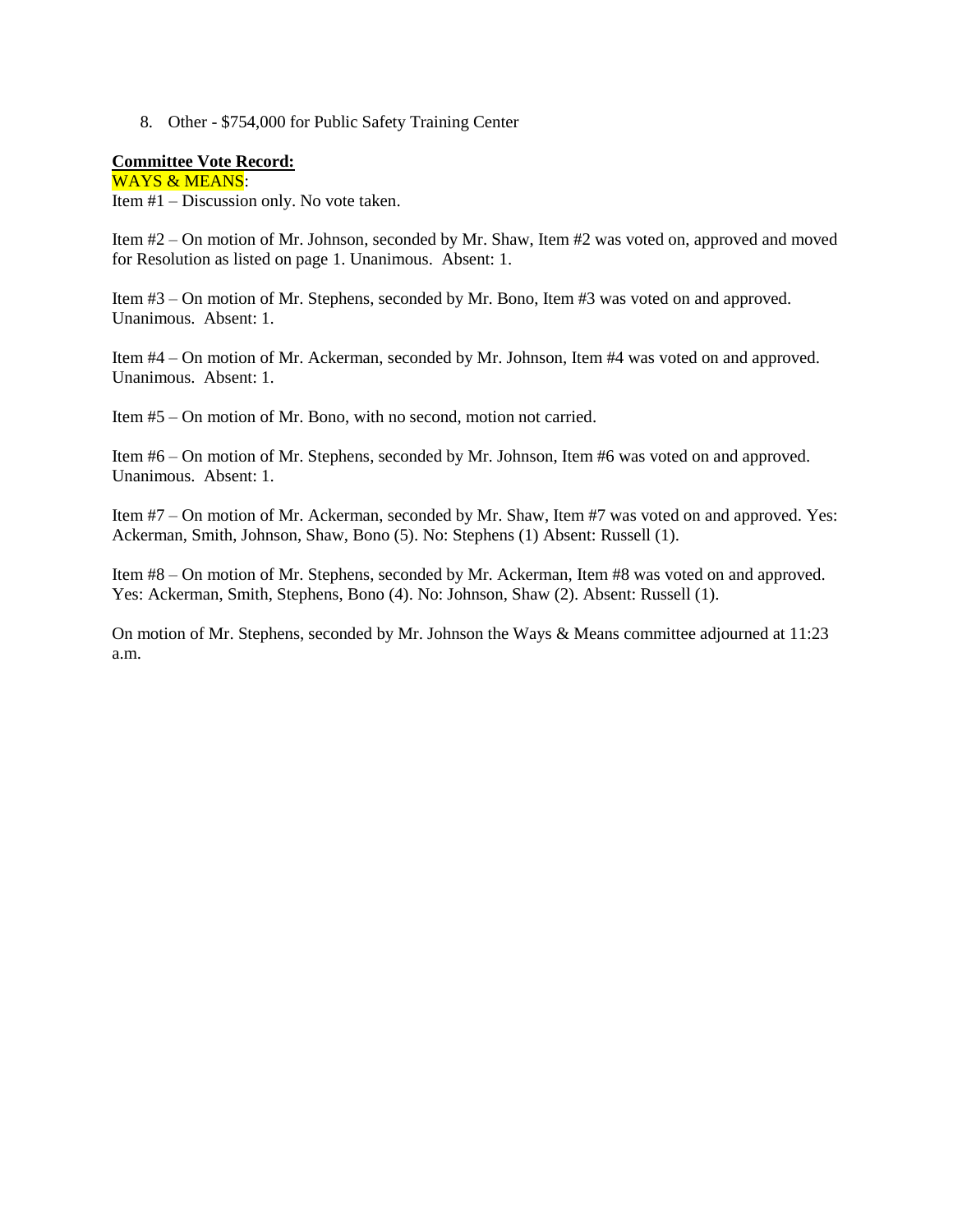8. Other - $754,000 for Public Safety Training Center

**Committee Vote Record:**

WAYS & MEANS:

Item #1 – Discussion only. No vote taken.

Item #2 – On motion of Mr. Johnson, seconded by Mr. Shaw, Item #2 was voted on, approved and moved for Resolution as listed on page 1. Unanimous. Absent: 1.

Item #3 – On motion of Mr. Stephens, seconded by Mr. Bono, Item #3 was voted on and approved. Unanimous. Absent: 1.

Item #4 – On motion of Mr. Ackerman, seconded by Mr. Johnson, Item #4 was voted on and approved. Unanimous. Absent: 1.

Item #5 – On motion of Mr. Bono, with no second, motion not carried.

Item #6 – On motion of Mr. Stephens, seconded by Mr. Johnson, Item #6 was voted on and approved. Unanimous. Absent: 1.

Item #7 – On motion of Mr. Ackerman, seconded by Mr. Shaw, Item #7 was voted on and approved. Yes: Ackerman, Smith, Johnson, Shaw, Bono (5). No: Stephens (1) Absent: Russell (1).

Item #8 – On motion of Mr. Stephens, seconded by Mr. Ackerman, Item #8 was voted on and approved. Yes: Ackerman, Smith, Stephens, Bono (4). No: Johnson, Shaw (2). Absent: Russell (1).

On motion of Mr. Stephens, seconded by Mr. Johnson the Ways & Means committee adjourned at 11:23 a.m.